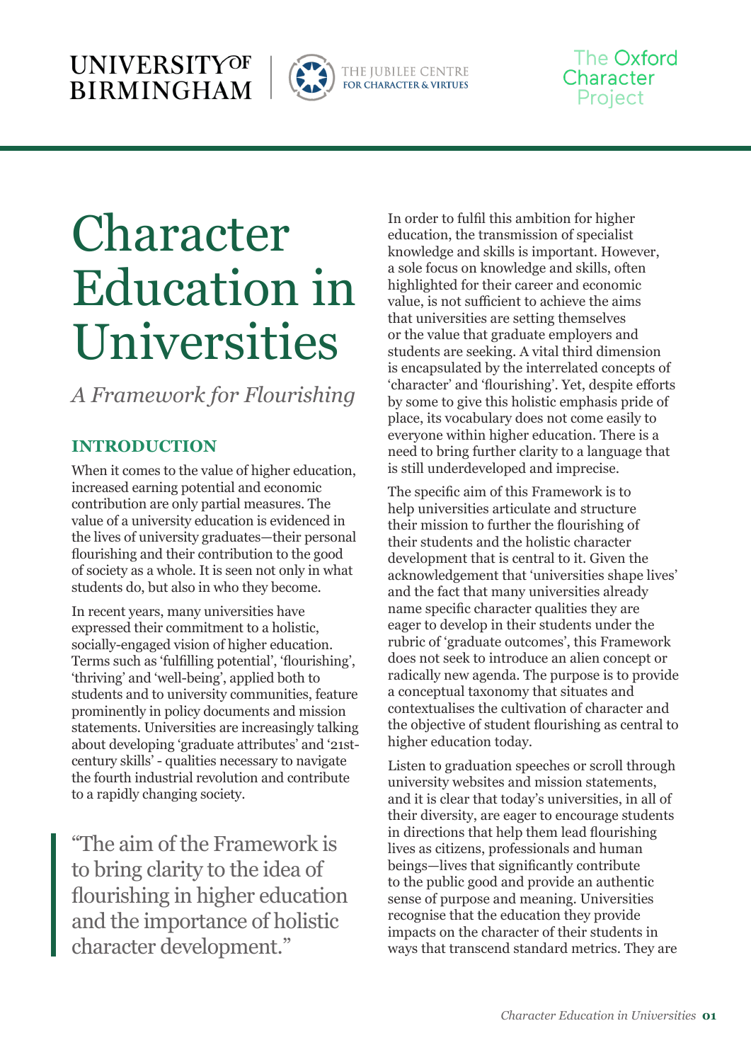UNIVERSITY OF BIRMINGHAM | THE JUBILEE CENTRE FOR CHARACTER & VIRTUES | The Oxford Character Project

# Character Education in Universities

*A Framework for Flourishing*

## INTRODUCTION

When it comes to the value of higher education, increased earning potential and economic contribution are only partial measures. The value of a university education is evidenced in the lives of university graduates—their personal flourishing and their contribution to the good of society as a whole. It is seen not only in what students do, but also in who they become.

In recent years, many universities have expressed their commitment to a holistic, socially-engaged vision of higher education. Terms such as 'fulfilling potential', 'flourishing', 'thriving' and 'well-being', applied both to students and to university communities, feature prominently in policy documents and mission statements. Universities are increasingly talking about developing 'graduate attributes' and '21st-century skills' - qualities necessary to navigate the fourth industrial revolution and contribute to a rapidly changing society.

> "The aim of the Framework is to bring clarity to the idea of flourishing in higher education and the importance of holistic character development."

In order to fulfil this ambition for higher education, the transmission of specialist knowledge and skills is important. However, a sole focus on knowledge and skills, often highlighted for their career and economic value, is not sufficient to achieve the aims that universities are setting themselves or the value that graduate employers and students are seeking. A vital third dimension is encapsulated by the interrelated concepts of 'character' and 'flourishing'. Yet, despite efforts by some to give this holistic emphasis pride of place, its vocabulary does not come easily to everyone within higher education. There is a need to bring further clarity to a language that is still underdeveloped and imprecise.

The specific aim of this Framework is to help universities articulate and structure their mission to further the flourishing of their students and the holistic character development that is central to it. Given the acknowledgement that 'universities shape lives' and the fact that many universities already name specific character qualities they are eager to develop in their students under the rubric of 'graduate outcomes', this Framework does not seek to introduce an alien concept or radically new agenda. The purpose is to provide a conceptual taxonomy that situates and contextualises the cultivation of character and the objective of student flourishing as central to higher education today.

Listen to graduation speeches or scroll through university websites and mission statements, and it is clear that today's universities, in all of their diversity, are eager to encourage students in directions that help them lead flourishing lives as citizens, professionals and human beings—lives that significantly contribute to the public good and provide an authentic sense of purpose and meaning. Universities recognise that the education they provide impacts on the character of their students in ways that transcend standard metrics. They are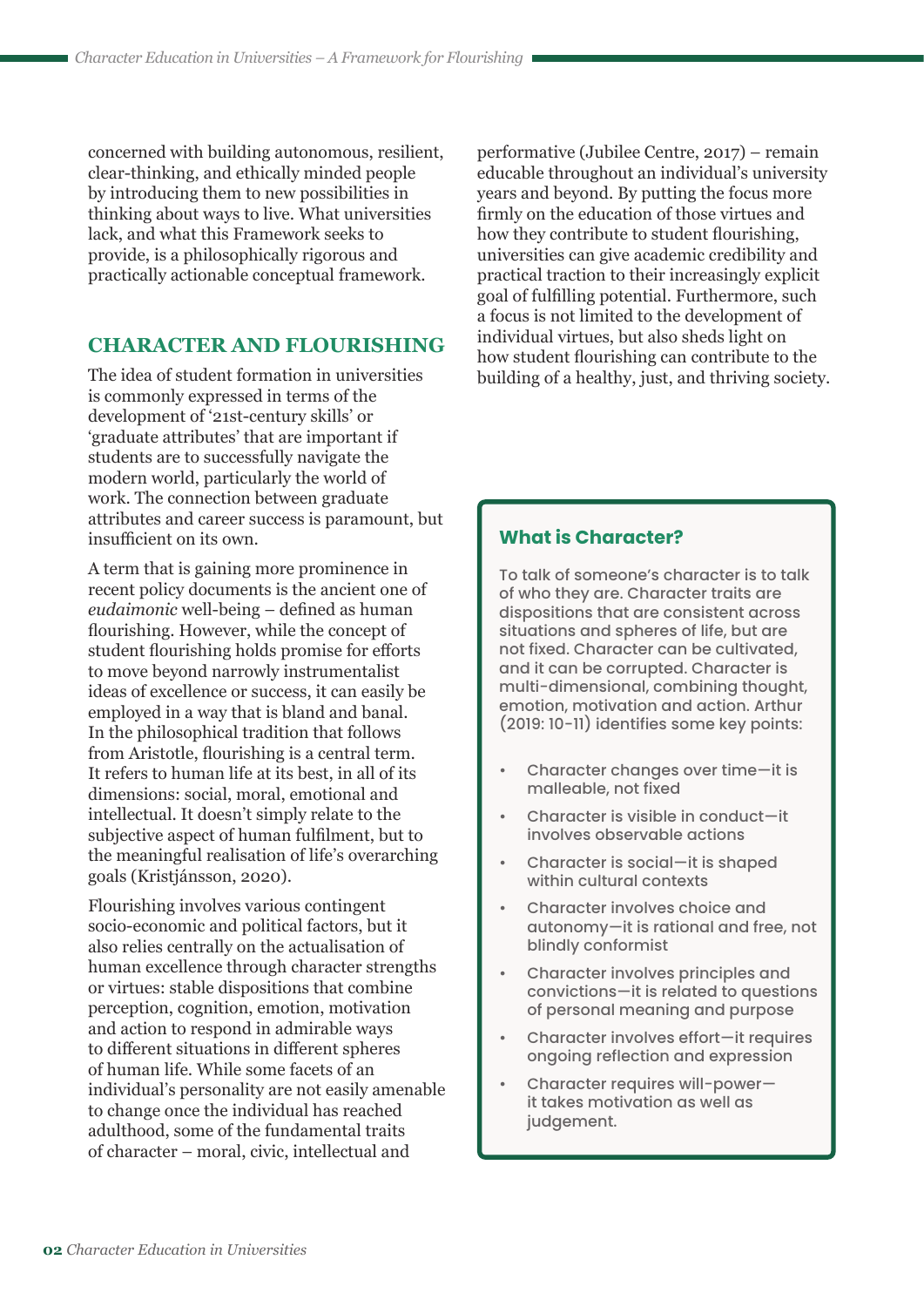concerned with building autonomous, resilient, clear-thinking, and ethically minded people by introducing them to new possibilities in thinking about ways to live. What universities lack, and what this Framework seeks to provide, is a philosophically rigorous and practically actionable conceptual framework.

## CHARACTER AND FLOURISHING

The idea of student formation in universities is commonly expressed in terms of the development of '21st-century skills' or 'graduate attributes' that are important if students are to successfully navigate the modern world, particularly the world of work. The connection between graduate attributes and career success is paramount, but insufficient on its own.

A term that is gaining more prominence in recent policy documents is the ancient one of *eudaimonic* well-being – defined as human flourishing. However, while the concept of student flourishing holds promise for efforts to move beyond narrowly instrumentalist ideas of excellence or success, it can easily be employed in a way that is bland and banal. In the philosophical tradition that follows from Aristotle, flourishing is a central term. It refers to human life at its best, in all of its dimensions: social, moral, emotional and intellectual. It doesn't simply relate to the subjective aspect of human fulfilment, but to the meaningful realisation of life's overarching goals (Kristjánsson, 2020).

Flourishing involves various contingent socio-economic and political factors, but it also relies centrally on the actualisation of human excellence through character strengths or virtues: stable dispositions that combine perception, cognition, emotion, motivation and action to respond in admirable ways to different situations in different spheres of human life. While some facets of an individual's personality are not easily amenable to change once the individual has reached adulthood, some of the fundamental traits of character – moral, civic, intellectual and performative (Jubilee Centre, 2017) – remain educable throughout an individual's university years and beyond. By putting the focus more firmly on the education of those virtues and how they contribute to student flourishing, universities can give academic credibility and practical traction to their increasingly explicit goal of fulfilling potential. Furthermore, such a focus is not limited to the development of individual virtues, but also sheds light on how student flourishing can contribute to the building of a healthy, just, and thriving society.

### What is Character?

To talk of someone's character is to talk of who they are. Character traits are dispositions that are consistent across situations and spheres of life, but are not fixed. Character can be cultivated, and it can be corrupted. Character is multi-dimensional, combining thought, emotion, motivation and action. Arthur (2019: 10-11) identifies some key points:

- Character changes over time—it is malleable, not fixed
- Character is visible in conduct—it involves observable actions
- Character is social—it is shaped within cultural contexts
- Character involves choice and autonomy—it is rational and free, not blindly conformist
- Character involves principles and convictions—it is related to questions of personal meaning and purpose
- Character involves effort—it requires ongoing reflection and expression
- Character requires will-power—it takes motivation as well as judgement.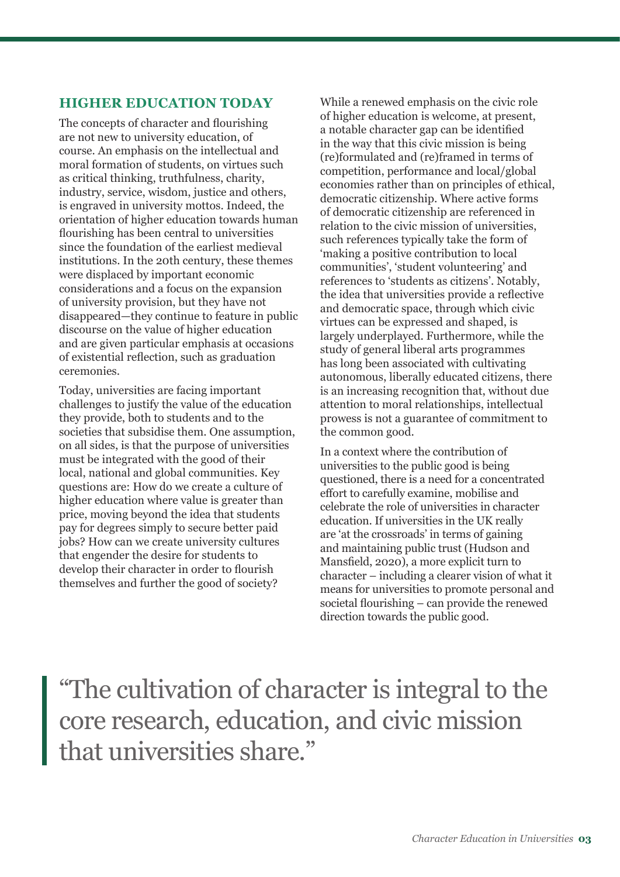## HIGHER EDUCATION TODAY

The concepts of character and flourishing are not new to university education, of course. An emphasis on the intellectual and moral formation of students, on virtues such as critical thinking, truthfulness, charity, industry, service, wisdom, justice and others, is engraved in university mottos. Indeed, the orientation of higher education towards human flourishing has been central to universities since the foundation of the earliest medieval institutions. In the 20th century, these themes were displaced by important economic considerations and a focus on the expansion of university provision, but they have not disappeared—they continue to feature in public discourse on the value of higher education and are given particular emphasis at occasions of existential reflection, such as graduation ceremonies.

Today, universities are facing important challenges to justify the value of the education they provide, both to students and to the societies that subsidise them. One assumption, on all sides, is that the purpose of universities must be integrated with the good of their local, national and global communities. Key questions are: How do we create a culture of higher education where value is greater than price, moving beyond the idea that students pay for degrees simply to secure better paid jobs? How can we create university cultures that engender the desire for students to develop their character in order to flourish themselves and further the good of society?

While a renewed emphasis on the civic role of higher education is welcome, at present, a notable character gap can be identified in the way that this civic mission is being (re)formulated and (re)framed in terms of competition, performance and local/global economies rather than on principles of ethical, democratic citizenship. Where active forms of democratic citizenship are referenced in relation to the civic mission of universities, such references typically take the form of 'making a positive contribution to local communities', 'student volunteering' and references to 'students as citizens'. Notably, the idea that universities provide a reflective and democratic space, through which civic virtues can be expressed and shaped, is largely underplayed. Furthermore, while the study of general liberal arts programmes has long been associated with cultivating autonomous, liberally educated citizens, there is an increasing recognition that, without due attention to moral relationships, intellectual prowess is not a guarantee of commitment to the common good.

In a context where the contribution of universities to the public good is being questioned, there is a need for a concentrated effort to carefully examine, mobilise and celebrate the role of universities in character education. If universities in the UK really are 'at the crossroads' in terms of gaining and maintaining public trust (Hudson and Mansfield, 2020), a more explicit turn to character – including a clearer vision of what it means for universities to promote personal and societal flourishing – can provide the renewed direction towards the public good.

> "The cultivation of character is integral to the core research, education, and civic mission that universities share."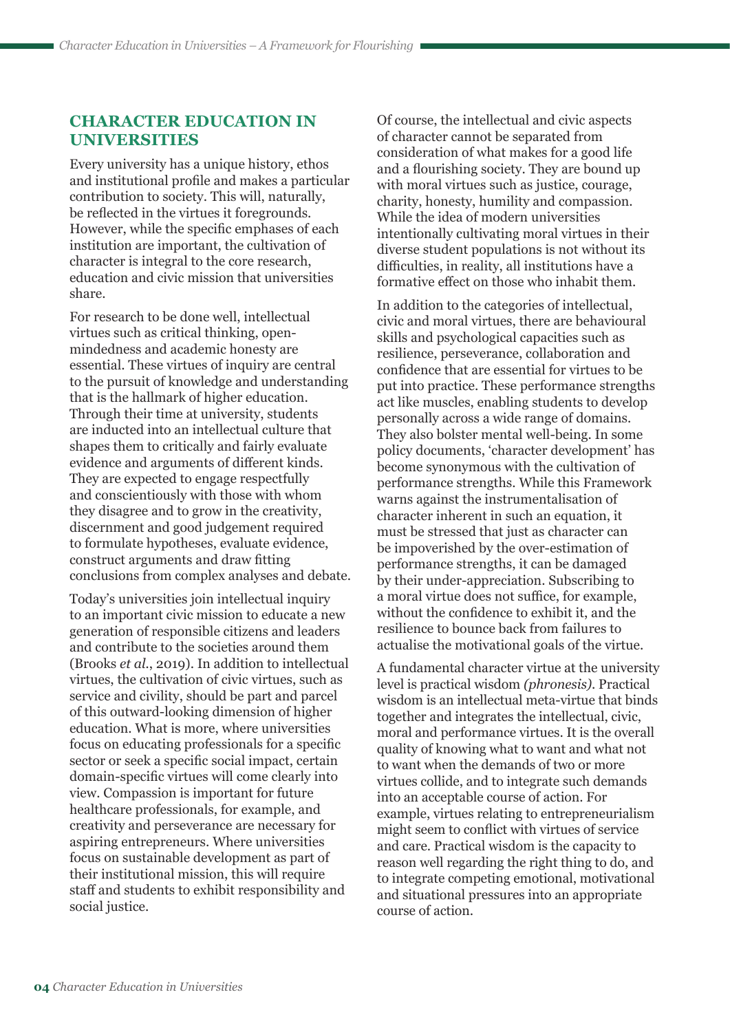## CHARACTER EDUCATION IN UNIVERSITIES

Every university has a unique history, ethos and institutional profile and makes a particular contribution to society. This will, naturally, be reflected in the virtues it foregrounds. However, while the specific emphases of each institution are important, the cultivation of character is integral to the core research, education and civic mission that universities share.

For research to be done well, intellectual virtues such as critical thinking, open-mindedness and academic honesty are essential. These virtues of inquiry are central to the pursuit of knowledge and understanding that is the hallmark of higher education. Through their time at university, students are inducted into an intellectual culture that shapes them to critically and fairly evaluate evidence and arguments of different kinds. They are expected to engage respectfully and conscientiously with those with whom they disagree and to grow in the creativity, discernment and good judgement required to formulate hypotheses, evaluate evidence, construct arguments and draw fitting conclusions from complex analyses and debate.

Today's universities join intellectual inquiry to an important civic mission to educate a new generation of responsible citizens and leaders and contribute to the societies around them (Brooks *et al.*, 2019). In addition to intellectual virtues, the cultivation of civic virtues, such as service and civility, should be part and parcel of this outward-looking dimension of higher education. What is more, where universities focus on educating professionals for a specific sector or seek a specific social impact, certain domain-specific virtues will come clearly into view. Compassion is important for future healthcare professionals, for example, and creativity and perseverance are necessary for aspiring entrepreneurs. Where universities focus on sustainable development as part of their institutional mission, this will require staff and students to exhibit responsibility and social justice.

Of course, the intellectual and civic aspects of character cannot be separated from consideration of what makes for a good life and a flourishing society. They are bound up with moral virtues such as justice, courage, charity, honesty, humility and compassion. While the idea of modern universities intentionally cultivating moral virtues in their diverse student populations is not without its difficulties, in reality, all institutions have a formative effect on those who inhabit them.

In addition to the categories of intellectual, civic and moral virtues, there are behavioural skills and psychological capacities such as resilience, perseverance, collaboration and confidence that are essential for virtues to be put into practice. These performance strengths act like muscles, enabling students to develop personally across a wide range of domains. They also bolster mental well-being. In some policy documents, 'character development' has become synonymous with the cultivation of performance strengths. While this Framework warns against the instrumentalisation of character inherent in such an equation, it must be stressed that just as character can be impoverished by the over-estimation of performance strengths, it can be damaged by their under-appreciation. Subscribing to a moral virtue does not suffice, for example, without the confidence to exhibit it, and the resilience to bounce back from failures to actualise the motivational goals of the virtue.

A fundamental character virtue at the university level is practical wisdom *(phronesis)*. Practical wisdom is an intellectual meta-virtue that binds together and integrates the intellectual, civic, moral and performance virtues. It is the overall quality of knowing what to want and what not to want when the demands of two or more virtues collide, and to integrate such demands into an acceptable course of action. For example, virtues relating to entrepreneurialism might seem to conflict with virtues of service and care. Practical wisdom is the capacity to reason well regarding the right thing to do, and to integrate competing emotional, motivational and situational pressures into an appropriate course of action.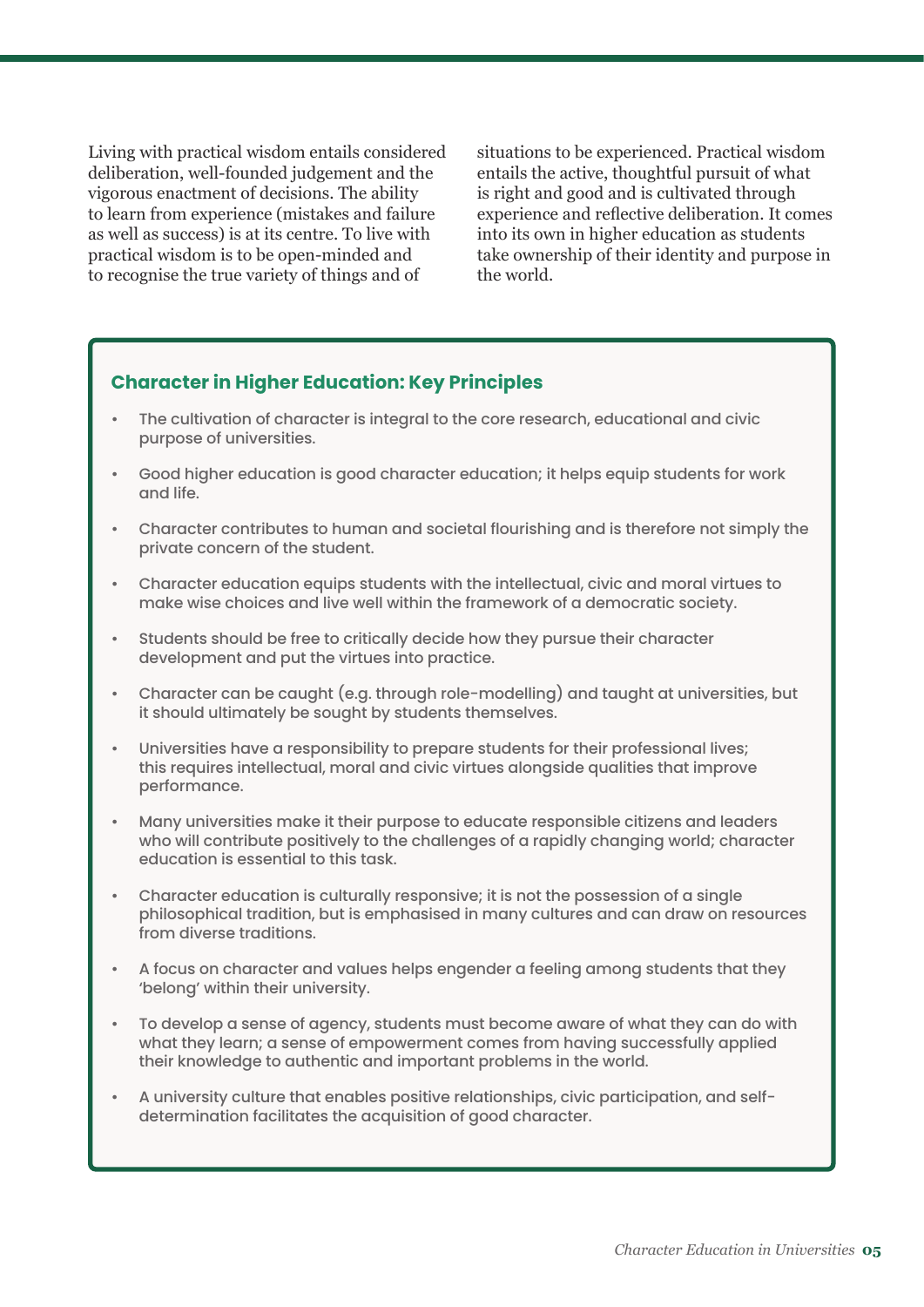Living with practical wisdom entails considered deliberation, well-founded judgement and the vigorous enactment of decisions. The ability to learn from experience (mistakes and failure as well as success) is at its centre. To live with practical wisdom is to be open-minded and to recognise the true variety of things and of situations to be experienced. Practical wisdom entails the active, thoughtful pursuit of what is right and good and is cultivated through experience and reflective deliberation. It comes into its own in higher education as students take ownership of their identity and purpose in the world.

### Character in Higher Education: Key Principles

- The cultivation of character is integral to the core research, educational and civic purpose of universities.
- Good higher education is good character education; it helps equip students for work and life.
- Character contributes to human and societal flourishing and is therefore not simply the private concern of the student.
- Character education equips students with the intellectual, civic and moral virtues to make wise choices and live well within the framework of a democratic society.
- Students should be free to critically decide how they pursue their character development and put the virtues into practice.
- Character can be caught (e.g. through role-modelling) and taught at universities, but it should ultimately be sought by students themselves.
- Universities have a responsibility to prepare students for their professional lives; this requires intellectual, moral and civic virtues alongside qualities that improve performance.
- Many universities make it their purpose to educate responsible citizens and leaders who will contribute positively to the challenges of a rapidly changing world; character education is essential to this task.
- Character education is culturally responsive; it is not the possession of a single philosophical tradition, but is emphasised in many cultures and can draw on resources from diverse traditions.
- A focus on character and values helps engender a feeling among students that they 'belong' within their university.
- To develop a sense of agency, students must become aware of what they can do with what they learn; a sense of empowerment comes from having successfully applied their knowledge to authentic and important problems in the world.
- A university culture that enables positive relationships, civic participation, and self-determination facilitates the acquisition of good character.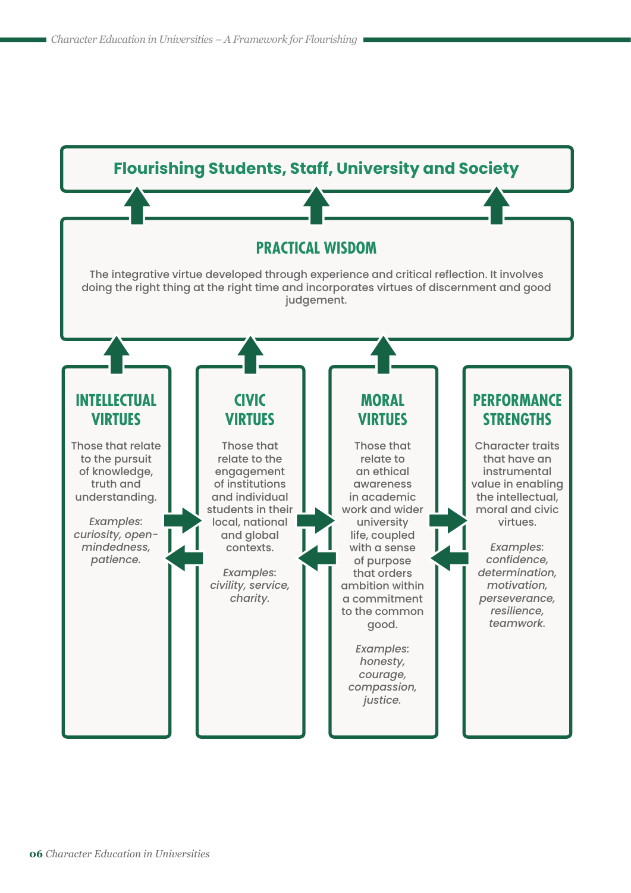## Flourishing Students, Staff, University and Society

### PRACTICAL WISDOM

The integrative virtue developed through experience and critical reflection. It involves doing the right thing at the right time and incorporates virtues of discernment and good judgement.

### INTELLECTUAL VIRTUES

Those that relate to the pursuit of knowledge, truth and understanding.

*Examples: curiosity, open-mindedness, patience.*

### CIVIC VIRTUES

Those that relate to the engagement of institutions and individual students in their local, national and global contexts.

*Examples: civility, service, charity.*

### MORAL VIRTUES

Those that relate to an ethical awareness in academic work and wider university life, coupled with a sense of purpose that orders ambition within a commitment to the common good.

*Examples: honesty, courage, compassion, justice.*

### PERFORMANCE STRENGTHS

Character traits that have an instrumental value in enabling the intellectual, moral and civic virtues.

*Examples: confidence, determination, motivation, perseverance, resilience, teamwork.*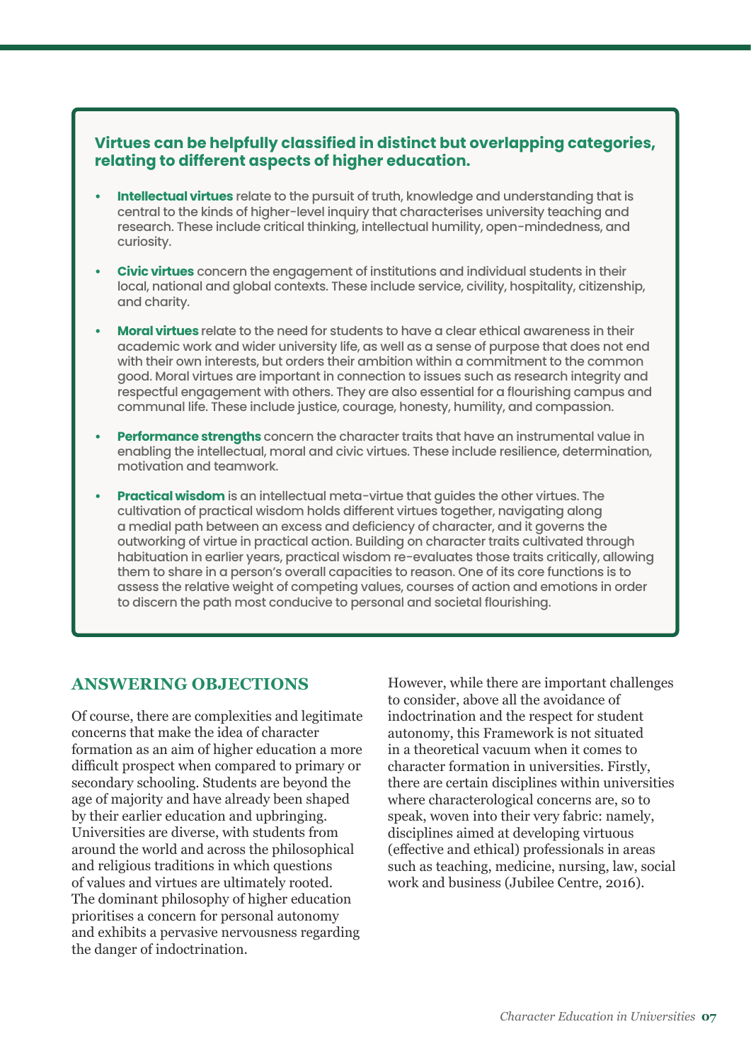**Virtues can be helpfully classified in distinct but overlapping categories, relating to different aspects of higher education.**

- **Intellectual virtues** relate to the pursuit of truth, knowledge and understanding that is central to the kinds of higher-level inquiry that characterises university teaching and research. These include critical thinking, intellectual humility, open-mindedness, and curiosity.
- **Civic virtues** concern the engagement of institutions and individual students in their local, national and global contexts. These include service, civility, hospitality, citizenship, and charity.
- **Moral virtues** relate to the need for students to have a clear ethical awareness in their academic work and wider university life, as well as a sense of purpose that does not end with their own interests, but orders their ambition within a commitment to the common good. Moral virtues are important in connection to issues such as research integrity and respectful engagement with others. They are also essential for a flourishing campus and communal life. These include justice, courage, honesty, humility, and compassion.
- **Performance strengths** concern the character traits that have an instrumental value in enabling the intellectual, moral and civic virtues. These include resilience, determination, motivation and teamwork.
- **Practical wisdom** is an intellectual meta-virtue that guides the other virtues. The cultivation of practical wisdom holds different virtues together, navigating along a medial path between an excess and deficiency of character, and it governs the outworking of virtue in practical action. Building on character traits cultivated through habituation in earlier years, practical wisdom re-evaluates those traits critically, allowing them to share in a person's overall capacities to reason. One of its core functions is to assess the relative weight of competing values, courses of action and emotions in order to discern the path most conducive to personal and societal flourishing.

## ANSWERING OBJECTIONS

Of course, there are complexities and legitimate concerns that make the idea of character formation as an aim of higher education a more difficult prospect when compared to primary or secondary schooling. Students are beyond the age of majority and have already been shaped by their earlier education and upbringing. Universities are diverse, with students from around the world and across the philosophical and religious traditions in which questions of values and virtues are ultimately rooted. The dominant philosophy of higher education prioritises a concern for personal autonomy and exhibits a pervasive nervousness regarding the danger of indoctrination.

However, while there are important challenges to consider, above all the avoidance of indoctrination and the respect for student autonomy, this Framework is not situated in a theoretical vacuum when it comes to character formation in universities. Firstly, there are certain disciplines within universities where characterological concerns are, so to speak, woven into their very fabric: namely, disciplines aimed at developing virtuous (effective and ethical) professionals in areas such as teaching, medicine, nursing, law, social work and business (Jubilee Centre, 2016).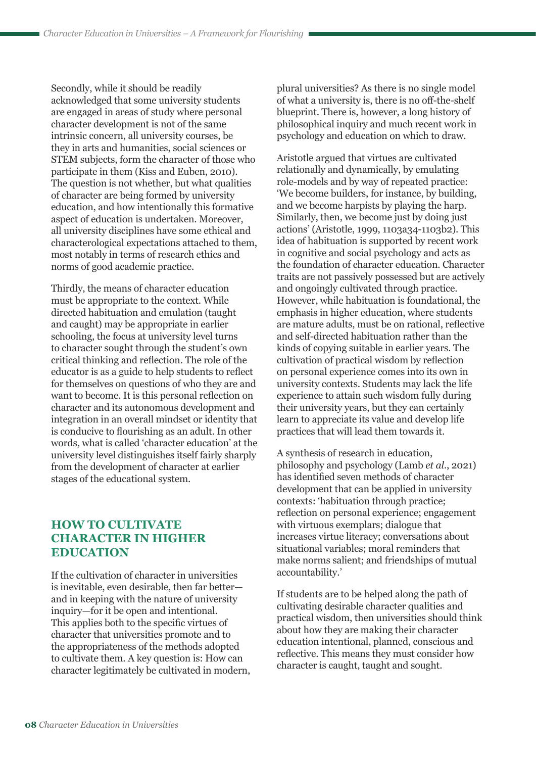Secondly, while it should be readily acknowledged that some university students are engaged in areas of study where personal character development is not of the same intrinsic concern, all university courses, be they in arts and humanities, social sciences or STEM subjects, form the character of those who participate in them (Kiss and Euben, 2010). The question is not whether, but what qualities of character are being formed by university education, and how intentionally this formative aspect of education is undertaken. Moreover, all university disciplines have some ethical and characterological expectations attached to them, most notably in terms of research ethics and norms of good academic practice.

Thirdly, the means of character education must be appropriate to the context. While directed habituation and emulation (taught and caught) may be appropriate in earlier schooling, the focus at university level turns to character sought through the student's own critical thinking and reflection. The role of the educator is as a guide to help students to reflect for themselves on questions of who they are and want to become. It is this personal reflection on character and its autonomous development and integration in an overall mindset or identity that is conducive to flourishing as an adult. In other words, what is called 'character education' at the university level distinguishes itself fairly sharply from the development of character at earlier stages of the educational system.

## HOW TO CULTIVATE CHARACTER IN HIGHER EDUCATION

If the cultivation of character in universities is inevitable, even desirable, then far better—and in keeping with the nature of university inquiry—for it be open and intentional. This applies both to the specific virtues of character that universities promote and to the appropriateness of the methods adopted to cultivate them. A key question is: How can character legitimately be cultivated in modern, plural universities? As there is no single model of what a university is, there is no off-the-shelf blueprint. There is, however, a long history of philosophical inquiry and much recent work in psychology and education on which to draw.

Aristotle argued that virtues are cultivated relationally and dynamically, by emulating role-models and by way of repeated practice: 'We become builders, for instance, by building, and we become harpists by playing the harp. Similarly, then, we become just by doing just actions' (Aristotle, 1999, 1103a34-1103b2). This idea of habituation is supported by recent work in cognitive and social psychology and acts as the foundation of character education. Character traits are not passively possessed but are actively and ongoingly cultivated through practice. However, while habituation is foundational, the emphasis in higher education, where students are mature adults, must be on rational, reflective and self-directed habituation rather than the kinds of copying suitable in earlier years. The cultivation of practical wisdom by reflection on personal experience comes into its own in university contexts. Students may lack the life experience to attain such wisdom fully during their university years, but they can certainly learn to appreciate its value and develop life practices that will lead them towards it.

A synthesis of research in education, philosophy and psychology (Lamb *et al.*, 2021) has identified seven methods of character development that can be applied in university contexts: 'habituation through practice; reflection on personal experience; engagement with virtuous exemplars; dialogue that increases virtue literacy; conversations about situational variables; moral reminders that make norms salient; and friendships of mutual accountability.'

If students are to be helped along the path of cultivating desirable character qualities and practical wisdom, then universities should think about how they are making their character education intentional, planned, conscious and reflective. This means they must consider how character is caught, taught and sought.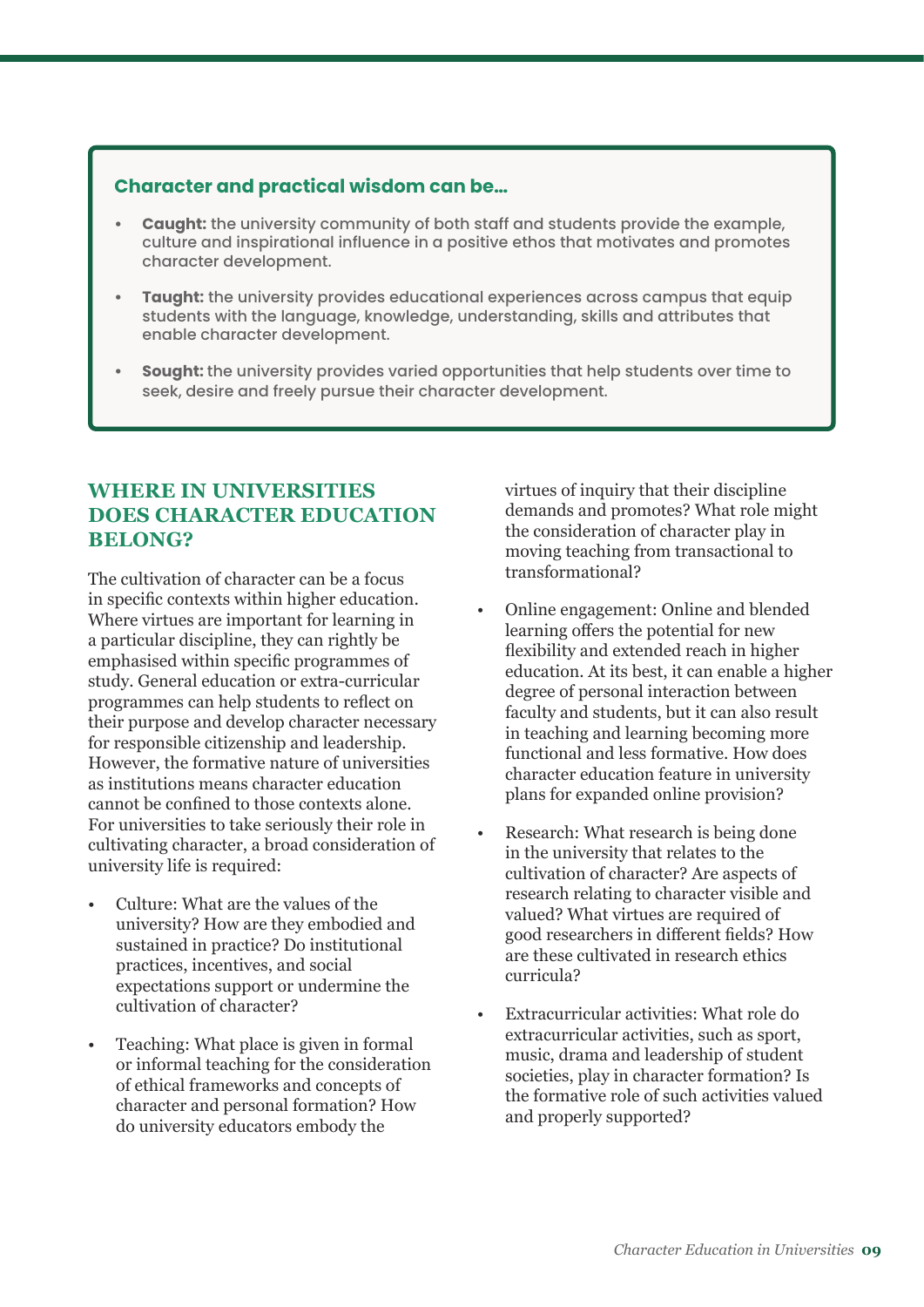**Character and practical wisdom can be…**

- **Caught:** the university community of both staff and students provide the example, culture and inspirational influence in a positive ethos that motivates and promotes character development.
- **Taught:** the university provides educational experiences across campus that equip students with the language, knowledge, understanding, skills and attributes that enable character development.
- **Sought:** the university provides varied opportunities that help students over time to seek, desire and freely pursue their character development.

## WHERE IN UNIVERSITIES DOES CHARACTER EDUCATION BELONG?

The cultivation of character can be a focus in specific contexts within higher education. Where virtues are important for learning in a particular discipline, they can rightly be emphasised within specific programmes of study. General education or extra-curricular programmes can help students to reflect on their purpose and develop character necessary for responsible citizenship and leadership. However, the formative nature of universities as institutions means character education cannot be confined to those contexts alone. For universities to take seriously their role in cultivating character, a broad consideration of university life is required:

- Culture: What are the values of the university? How are they embodied and sustained in practice? Do institutional practices, incentives, and social expectations support or undermine the cultivation of character?
- Teaching: What place is given in formal or informal teaching for the consideration of ethical frameworks and concepts of character and personal formation? How do university educators embody the virtues of inquiry that their discipline demands and promotes? What role might the consideration of character play in moving teaching from transactional to transformational?
- Online engagement: Online and blended learning offers the potential for new flexibility and extended reach in higher education. At its best, it can enable a higher degree of personal interaction between faculty and students, but it can also result in teaching and learning becoming more functional and less formative. How does character education feature in university plans for expanded online provision?
- Research: What research is being done in the university that relates to the cultivation of character? Are aspects of research relating to character visible and valued? What virtues are required of good researchers in different fields? How are these cultivated in research ethics curricula?
- Extracurricular activities: What role do extracurricular activities, such as sport, music, drama and leadership of student societies, play in character formation? Is the formative role of such activities valued and properly supported?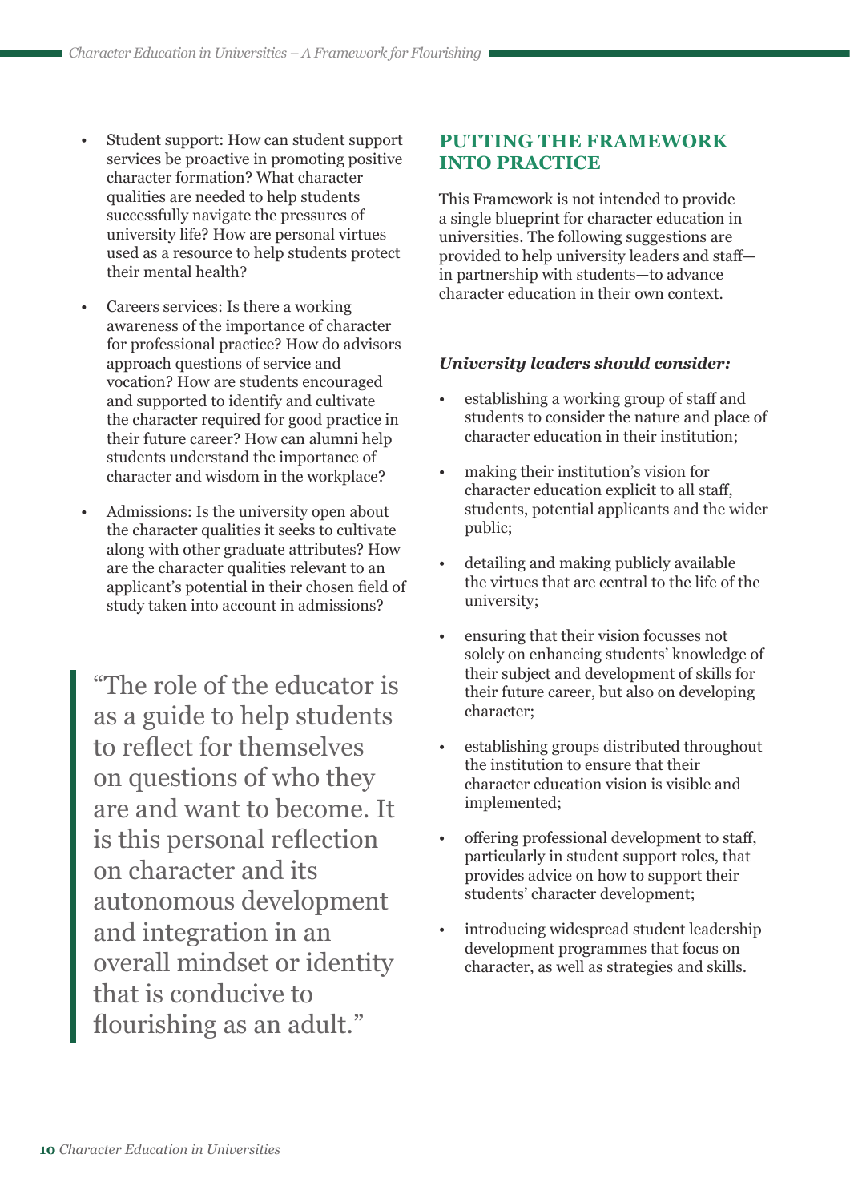- Student support: How can student support services be proactive in promoting positive character formation? What character qualities are needed to help students successfully navigate the pressures of university life? How are personal virtues used as a resource to help students protect their mental health?
- Careers services: Is there a working awareness of the importance of character for professional practice? How do advisors approach questions of service and vocation? How are students encouraged and supported to identify and cultivate the character required for good practice in their future career? How can alumni help students understand the importance of character and wisdom in the workplace?
- Admissions: Is the university open about the character qualities it seeks to cultivate along with other graduate attributes? How are the character qualities relevant to an applicant's potential in their chosen field of study taken into account in admissions?

> "The role of the educator is as a guide to help students to reflect for themselves on questions of who they are and want to become. It is this personal reflection on character and its autonomous development and integration in an overall mindset or identity that is conducive to flourishing as an adult."

## PUTTING THE FRAMEWORK INTO PRACTICE

This Framework is not intended to provide a single blueprint for character education in universities. The following suggestions are provided to help university leaders and staff—in partnership with students—to advance character education in their own context.

***University leaders should consider:***

- establishing a working group of staff and students to consider the nature and place of character education in their institution;
- making their institution's vision for character education explicit to all staff, students, potential applicants and the wider public;
- detailing and making publicly available the virtues that are central to the life of the university;
- ensuring that their vision focusses not solely on enhancing students' knowledge of their subject and development of skills for their future career, but also on developing character;
- establishing groups distributed throughout the institution to ensure that their character education vision is visible and implemented;
- offering professional development to staff, particularly in student support roles, that provides advice on how to support their students' character development;
- introducing widespread student leadership development programmes that focus on character, as well as strategies and skills.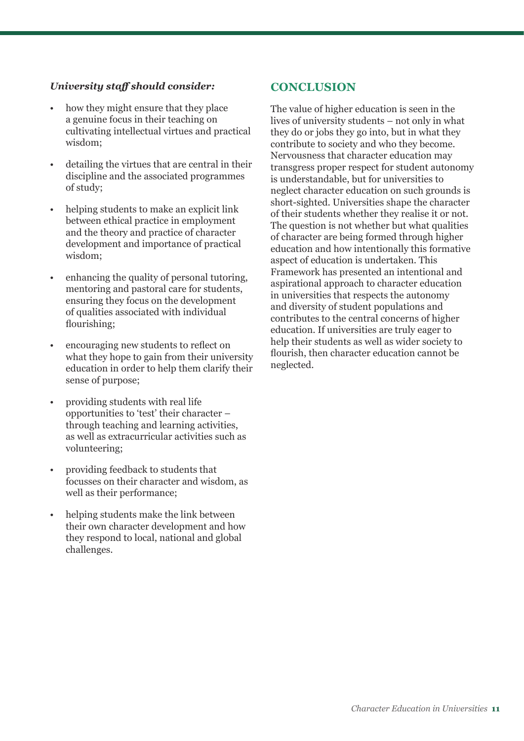***University staff should consider:***

- how they might ensure that they place a genuine focus in their teaching on cultivating intellectual virtues and practical wisdom;
- detailing the virtues that are central in their discipline and the associated programmes of study;
- helping students to make an explicit link between ethical practice in employment and the theory and practice of character development and importance of practical wisdom;
- enhancing the quality of personal tutoring, mentoring and pastoral care for students, ensuring they focus on the development of qualities associated with individual flourishing;
- encouraging new students to reflect on what they hope to gain from their university education in order to help them clarify their sense of purpose;
- providing students with real life opportunities to 'test' their character – through teaching and learning activities, as well as extracurricular activities such as volunteering;
- providing feedback to students that focusses on their character and wisdom, as well as their performance;
- helping students make the link between their own character development and how they respond to local, national and global challenges.

## CONCLUSION

The value of higher education is seen in the lives of university students – not only in what they do or jobs they go into, but in what they contribute to society and who they become. Nervousness that character education may transgress proper respect for student autonomy is understandable, but for universities to neglect character education on such grounds is short-sighted. Universities shape the character of their students whether they realise it or not. The question is not whether but what qualities of character are being formed through higher education and how intentionally this formative aspect of education is undertaken. This Framework has presented an intentional and aspirational approach to character education in universities that respects the autonomy and diversity of student populations and contributes to the central concerns of higher education. If universities are truly eager to help their students as well as wider society to flourish, then character education cannot be neglected.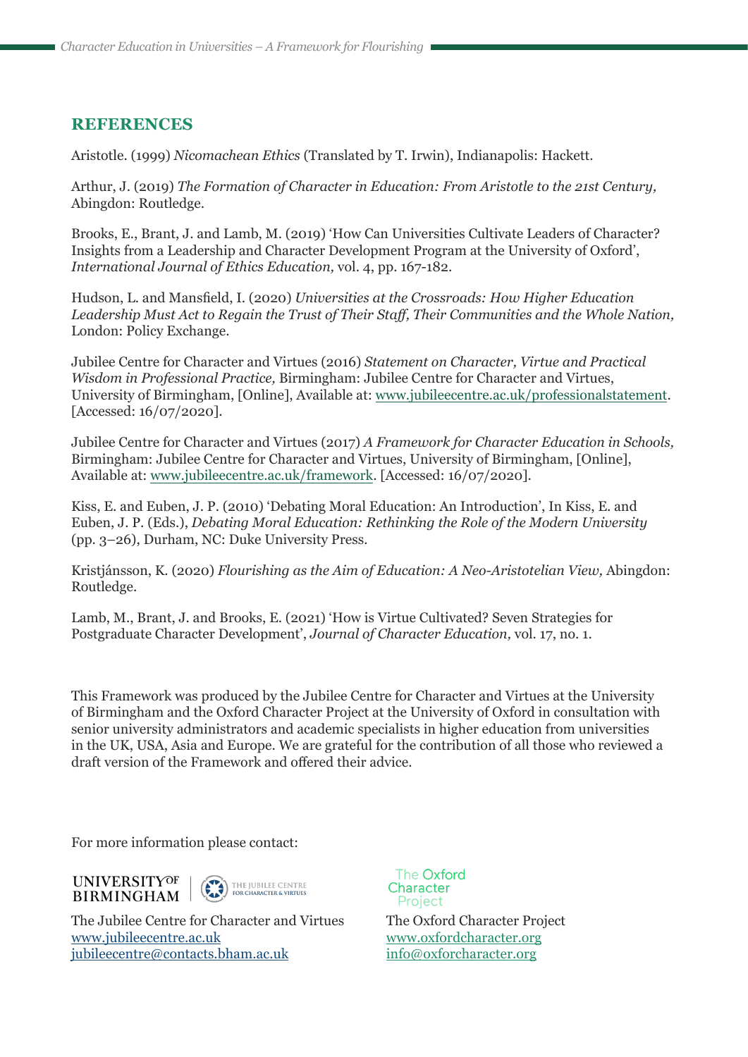## REFERENCES

Aristotle. (1999) *Nicomachean Ethics* (Translated by T. Irwin), Indianapolis: Hackett.

Arthur, J. (2019) *The Formation of Character in Education: From Aristotle to the 21st Century,* Abingdon: Routledge.

Brooks, E., Brant, J. and Lamb, M. (2019) 'How Can Universities Cultivate Leaders of Character? Insights from a Leadership and Character Development Program at the University of Oxford', *International Journal of Ethics Education,* vol. 4, pp. 167-182.

Hudson, L. and Mansfield, I. (2020) *Universities at the Crossroads: How Higher Education Leadership Must Act to Regain the Trust of Their Staff, Their Communities and the Whole Nation,* London: Policy Exchange.

Jubilee Centre for Character and Virtues (2016) *Statement on Character, Virtue and Practical Wisdom in Professional Practice,* Birmingham: Jubilee Centre for Character and Virtues, University of Birmingham, [Online], Available at: www.jubileecentre.ac.uk/professionalstatement. [Accessed: 16/07/2020].

Jubilee Centre for Character and Virtues (2017) *A Framework for Character Education in Schools,* Birmingham: Jubilee Centre for Character and Virtues, University of Birmingham, [Online], Available at: www.jubileecentre.ac.uk/framework. [Accessed: 16/07/2020].

Kiss, E. and Euben, J. P. (2010) 'Debating Moral Education: An Introduction', In Kiss, E. and Euben, J. P. (Eds.), *Debating Moral Education: Rethinking the Role of the Modern University* (pp. 3–26), Durham, NC: Duke University Press.

Kristjánsson, K. (2020) *Flourishing as the Aim of Education: A Neo-Aristotelian View,* Abingdon: Routledge.

Lamb, M., Brant, J. and Brooks, E. (2021) 'How is Virtue Cultivated? Seven Strategies for Postgraduate Character Development', *Journal of Character Education,* vol. 17, no. 1.

This Framework was produced by the Jubilee Centre for Character and Virtues at the University of Birmingham and the Oxford Character Project at the University of Oxford in consultation with senior university administrators and academic specialists in higher education from universities in the UK, USA, Asia and Europe. We are grateful for the contribution of all those who reviewed a draft version of the Framework and offered their advice.

For more information please contact:

UNIVERSITY OF BIRMINGHAM | THE JUBILEE CENTRE FOR CHARACTER & VIRTUES

The Jubilee Centre for Character and Virtues
www.jubileecentre.ac.uk
jubileecentre@contacts.bham.ac.uk

The Oxford Character Project

The Oxford Character Project
www.oxfordcharacter.org
info@oxforcharacter.org